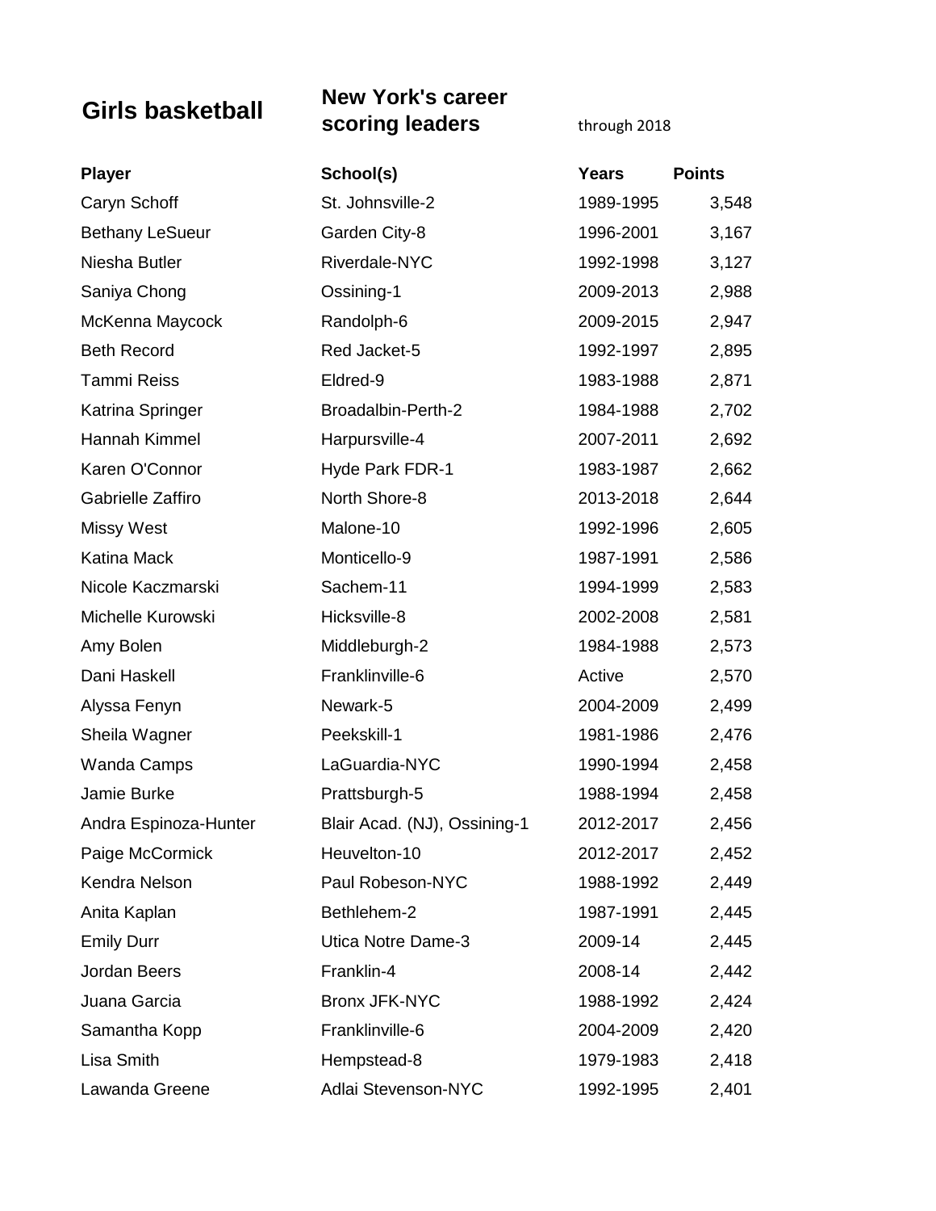# Girls basketball

## New York's career scoring leaders

through 2018

| Player | School(s) | Years | Points |
|---|---|---|---|
| Caryn Schoff | St. Johnsville-2 | 1989-1995 | 3,548 |
| Bethany LeSueur | Garden City-8 | 1996-2001 | 3,167 |
| Niesha Butler | Riverdale-NYC | 1992-1998 | 3,127 |
| Saniya Chong | Ossining-1 | 2009-2013 | 2,988 |
| McKenna Maycock | Randolph-6 | 2009-2015 | 2,947 |
| Beth Record | Red Jacket-5 | 1992-1997 | 2,895 |
| Tammi Reiss | Eldred-9 | 1983-1988 | 2,871 |
| Katrina Springer | Broadalbin-Perth-2 | 1984-1988 | 2,702 |
| Hannah Kimmel | Harpursville-4 | 2007-2011 | 2,692 |
| Karen O'Connor | Hyde Park FDR-1 | 1983-1987 | 2,662 |
| Gabrielle Zaffiro | North Shore-8 | 2013-2018 | 2,644 |
| Missy West | Malone-10 | 1992-1996 | 2,605 |
| Katina Mack | Monticello-9 | 1987-1991 | 2,586 |
| Nicole Kaczmarski | Sachem-11 | 1994-1999 | 2,583 |
| Michelle Kurowski | Hicksville-8 | 2002-2008 | 2,581 |
| Amy Bolen | Middleburgh-2 | 1984-1988 | 2,573 |
| Dani Haskell | Franklinville-6 | Active | 2,570 |
| Alyssa Fenyn | Newark-5 | 2004-2009 | 2,499 |
| Sheila Wagner | Peekskill-1 | 1981-1986 | 2,476 |
| Wanda Camps | LaGuardia-NYC | 1990-1994 | 2,458 |
| Jamie Burke | Prattsburgh-5 | 1988-1994 | 2,458 |
| Andra Espinoza-Hunter | Blair Acad. (NJ), Ossining-1 | 2012-2017 | 2,456 |
| Paige McCormick | Heuvelton-10 | 2012-2017 | 2,452 |
| Kendra Nelson | Paul Robeson-NYC | 1988-1992 | 2,449 |
| Anita Kaplan | Bethlehem-2 | 1987-1991 | 2,445 |
| Emily Durr | Utica Notre Dame-3 | 2009-14 | 2,445 |
| Jordan Beers | Franklin-4 | 2008-14 | 2,442 |
| Juana Garcia | Bronx JFK-NYC | 1988-1992 | 2,424 |
| Samantha Kopp | Franklinville-6 | 2004-2009 | 2,420 |
| Lisa Smith | Hempstead-8 | 1979-1983 | 2,418 |
| Lawanda Greene | Adlai Stevenson-NYC | 1992-1995 | 2,401 |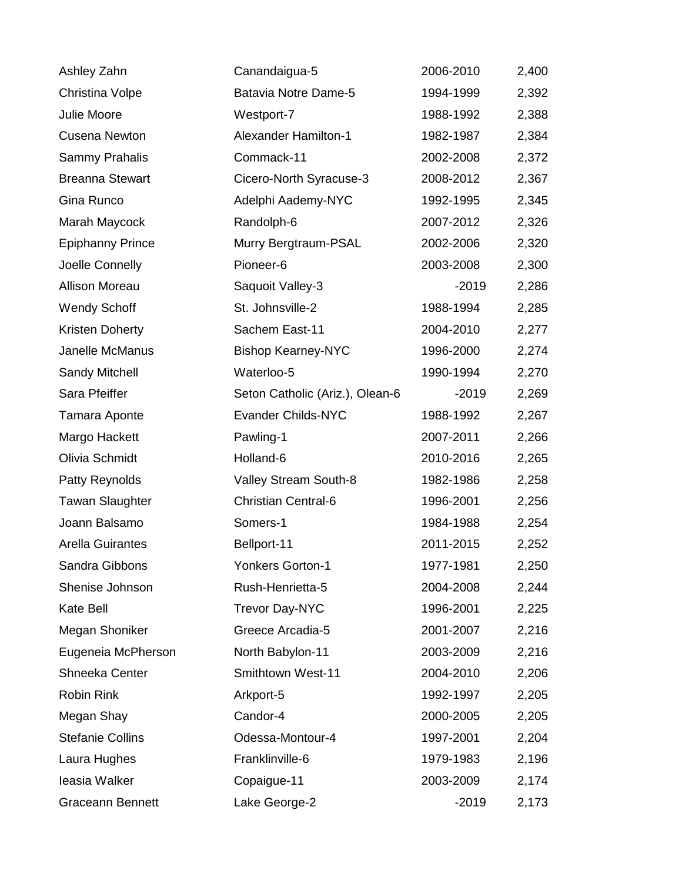| | | | |
|---|---|---|---|
| Ashley Zahn | Canandaigua-5 | 2006-2010 | 2,400 |
| Christina Volpe | Batavia Notre Dame-5 | 1994-1999 | 2,392 |
| Julie Moore | Westport-7 | 1988-1992 | 2,388 |
| Cusena Newton | Alexander Hamilton-1 | 1982-1987 | 2,384 |
| Sammy Prahalis | Commack-11 | 2002-2008 | 2,372 |
| Breanna Stewart | Cicero-North Syracuse-3 | 2008-2012 | 2,367 |
| Gina Runco | Adelphi Aademy-NYC | 1992-1995 | 2,345 |
| Marah Maycock | Randolph-6 | 2007-2012 | 2,326 |
| Epiphanny Prince | Murry Bergtraum-PSAL | 2002-2006 | 2,320 |
| Joelle Connelly | Pioneer-6 | 2003-2008 | 2,300 |
| Allison Moreau | Saquoit Valley-3 | -2019 | 2,286 |
| Wendy Schoff | St. Johnsville-2 | 1988-1994 | 2,285 |
| Kristen Doherty | Sachem East-11 | 2004-2010 | 2,277 |
| Janelle McManus | Bishop Kearney-NYC | 1996-2000 | 2,274 |
| Sandy Mitchell | Waterloo-5 | 1990-1994 | 2,270 |
| Sara Pfeiffer | Seton Catholic (Ariz.), Olean-6 | -2019 | 2,269 |
| Tamara Aponte | Evander Childs-NYC | 1988-1992 | 2,267 |
| Margo Hackett | Pawling-1 | 2007-2011 | 2,266 |
| Olivia Schmidt | Holland-6 | 2010-2016 | 2,265 |
| Patty Reynolds | Valley Stream South-8 | 1982-1986 | 2,258 |
| Tawan Slaughter | Christian Central-6 | 1996-2001 | 2,256 |
| Joann Balsamo | Somers-1 | 1984-1988 | 2,254 |
| Arella Guirantes | Bellport-11 | 2011-2015 | 2,252 |
| Sandra Gibbons | Yonkers Gorton-1 | 1977-1981 | 2,250 |
| Shenise Johnson | Rush-Henrietta-5 | 2004-2008 | 2,244 |
| Kate Bell | Trevor Day-NYC | 1996-2001 | 2,225 |
| Megan Shoniker | Greece Arcadia-5 | 2001-2007 | 2,216 |
| Eugeneia McPherson | North Babylon-11 | 2003-2009 | 2,216 |
| Shneeka Center | Smithtown West-11 | 2004-2010 | 2,206 |
| Robin Rink | Arkport-5 | 1992-1997 | 2,205 |
| Megan Shay | Candor-4 | 2000-2005 | 2,205 |
| Stefanie Collins | Odessa-Montour-4 | 1997-2001 | 2,204 |
| Laura Hughes | Franklinville-6 | 1979-1983 | 2,196 |
| Ieasia Walker | Copaigue-11 | 2003-2009 | 2,174 |
| Graceann Bennett | Lake George-2 | -2019 | 2,173 |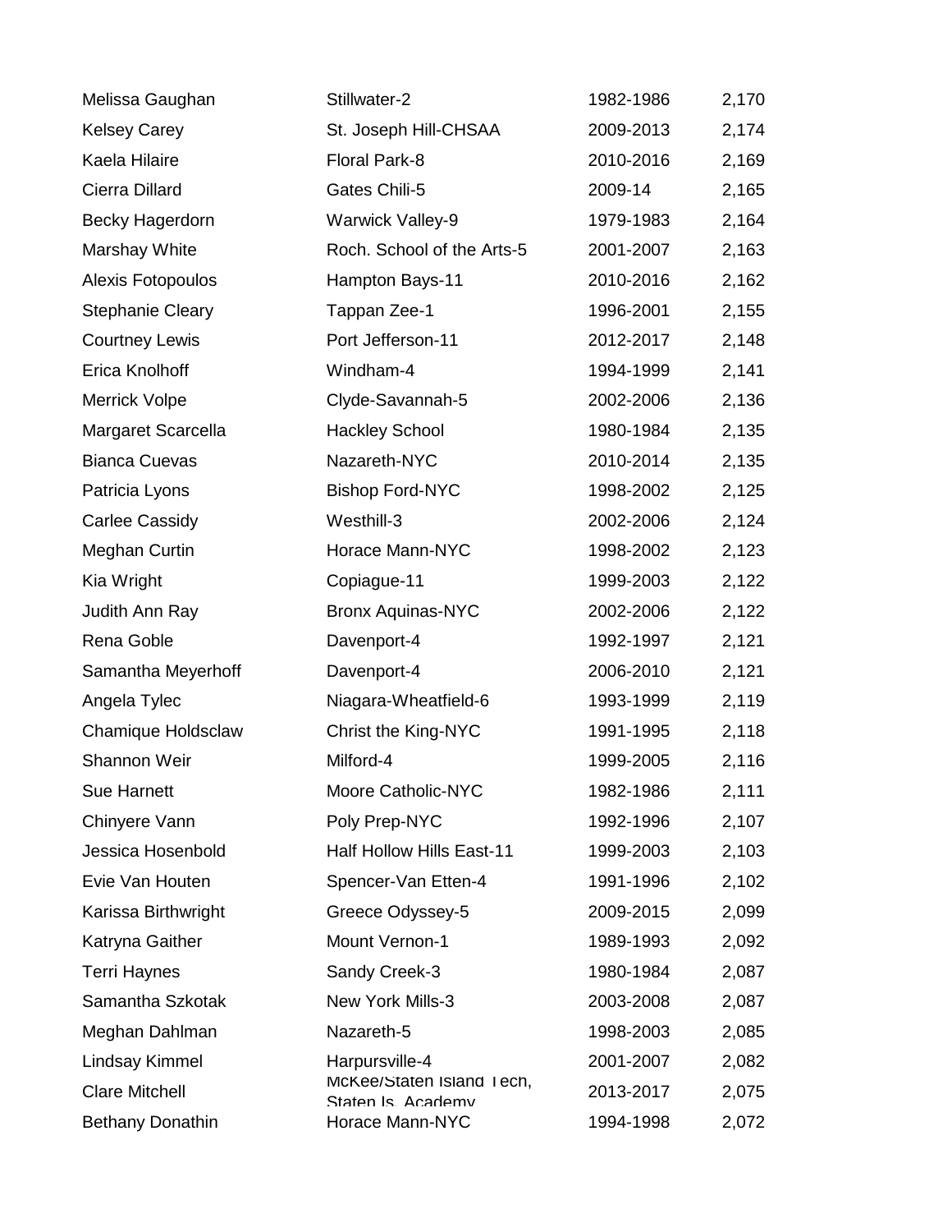| | | | |
|---|---|---|---|
| Melissa Gaughan | Stillwater-2 | 1982-1986 | 2,170 |
| Kelsey Carey | St. Joseph Hill-CHSAA | 2009-2013 | 2,174 |
| Kaela Hilaire | Floral Park-8 | 2010-2016 | 2,169 |
| Cierra Dillard | Gates Chili-5 | 2009-14 | 2,165 |
| Becky Hagerdorn | Warwick Valley-9 | 1979-1983 | 2,164 |
| Marshay White | Roch. School of the Arts-5 | 2001-2007 | 2,163 |
| Alexis Fotopoulos | Hampton Bays-11 | 2010-2016 | 2,162 |
| Stephanie Cleary | Tappan Zee-1 | 1996-2001 | 2,155 |
| Courtney Lewis | Port Jefferson-11 | 2012-2017 | 2,148 |
| Erica Knolhoff | Windham-4 | 1994-1999 | 2,141 |
| Merrick Volpe | Clyde-Savannah-5 | 2002-2006 | 2,136 |
| Margaret Scarcella | Hackley School | 1980-1984 | 2,135 |
| Bianca Cuevas | Nazareth-NYC | 2010-2014 | 2,135 |
| Patricia Lyons | Bishop Ford-NYC | 1998-2002 | 2,125 |
| Carlee Cassidy | Westhill-3 | 2002-2006 | 2,124 |
| Meghan Curtin | Horace Mann-NYC | 1998-2002 | 2,123 |
| Kia Wright | Copiague-11 | 1999-2003 | 2,122 |
| Judith Ann Ray | Bronx Aquinas-NYC | 2002-2006 | 2,122 |
| Rena Goble | Davenport-4 | 1992-1997 | 2,121 |
| Samantha Meyerhoff | Davenport-4 | 2006-2010 | 2,121 |
| Angela Tylec | Niagara-Wheatfield-6 | 1993-1999 | 2,119 |
| Chamique Holdsclaw | Christ the King-NYC | 1991-1995 | 2,118 |
| Shannon Weir | Milford-4 | 1999-2005 | 2,116 |
| Sue Harnett | Moore Catholic-NYC | 1982-1986 | 2,111 |
| Chinyere Vann | Poly Prep-NYC | 1992-1996 | 2,107 |
| Jessica Hosenbold | Half Hollow Hills East-11 | 1999-2003 | 2,103 |
| Evie Van Houten | Spencer-Van Etten-4 | 1991-1996 | 2,102 |
| Karissa Birthwright | Greece Odyssey-5 | 2009-2015 | 2,099 |
| Katryna Gaither | Mount Vernon-1 | 1989-1993 | 2,092 |
| Terri Haynes | Sandy Creek-3 | 1980-1984 | 2,087 |
| Samantha Szkotak | New York Mills-3 | 2003-2008 | 2,087 |
| Meghan Dahlman | Nazareth-5 | 1998-2003 | 2,085 |
| Lindsay Kimmel | Harpursville-4 | 2001-2007 | 2,082 |
| Clare Mitchell | McKee/Staten Island Tech, Staten Is. Academy | 2013-2017 | 2,075 |
| Bethany Donathin | Horace Mann-NYC | 1994-1998 | 2,072 |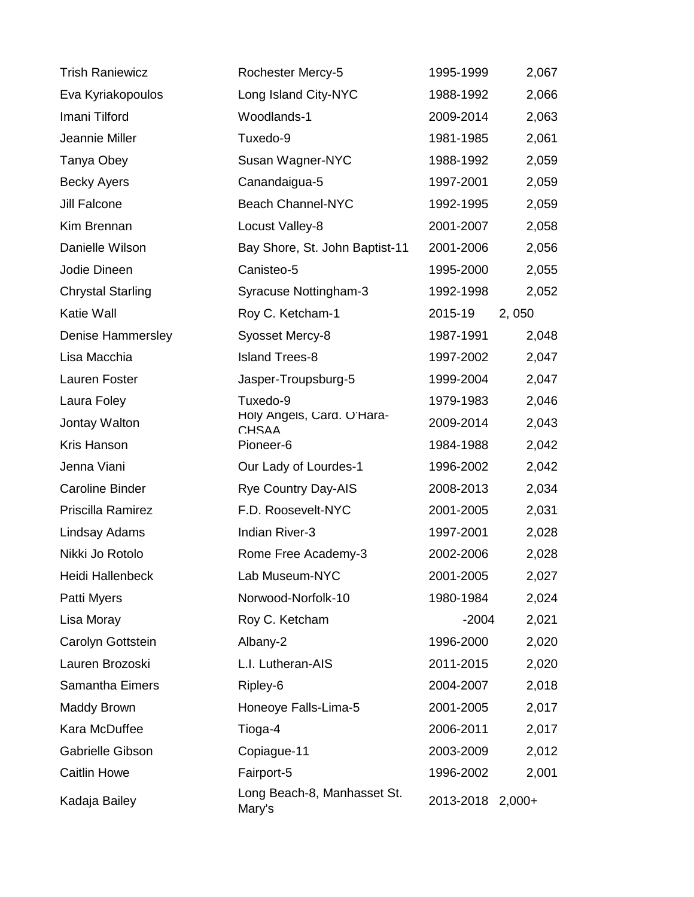| | | | |
|---|---|---|---|
| Trish Raniewicz | Rochester Mercy-5 | 1995-1999 | 2,067 |
| Eva Kyriakopoulos | Long Island City-NYC | 1988-1992 | 2,066 |
| Imani Tilford | Woodlands-1 | 2009-2014 | 2,063 |
| Jeannie Miller | Tuxedo-9 | 1981-1985 | 2,061 |
| Tanya Obey | Susan Wagner-NYC | 1988-1992 | 2,059 |
| Becky Ayers | Canandaigua-5 | 1997-2001 | 2,059 |
| Jill Falcone | Beach Channel-NYC | 1992-1995 | 2,059 |
| Kim Brennan | Locust Valley-8 | 2001-2007 | 2,058 |
| Danielle Wilson | Bay Shore, St. John Baptist-11 | 2001-2006 | 2,056 |
| Jodie Dineen | Canisteo-5 | 1995-2000 | 2,055 |
| Chrystal Starling | Syracuse Nottingham-3 | 1992-1998 | 2,052 |
| Katie Wall | Roy C. Ketcham-1 | 2015-19 | 2, 050 |
| Denise Hammersley | Syosset Mercy-8 | 1987-1991 | 2,048 |
| Lisa Macchia | Island Trees-8 | 1997-2002 | 2,047 |
| Lauren Foster | Jasper-Troupsburg-5 | 1999-2004 | 2,047 |
| Laura Foley | Tuxedo-9 | 1979-1983 | 2,046 |
| Jontay Walton | Holy Angels, Card. O'Hara-CHSAA | 2009-2014 | 2,043 |
| Kris Hanson | Pioneer-6 | 1984-1988 | 2,042 |
| Jenna Viani | Our Lady of Lourdes-1 | 1996-2002 | 2,042 |
| Caroline Binder | Rye Country Day-AIS | 2008-2013 | 2,034 |
| Priscilla Ramirez | F.D. Roosevelt-NYC | 2001-2005 | 2,031 |
| Lindsay Adams | Indian River-3 | 1997-2001 | 2,028 |
| Nikki Jo Rotolo | Rome Free Academy-3 | 2002-2006 | 2,028 |
| Heidi Hallenbeck | Lab Museum-NYC | 2001-2005 | 2,027 |
| Patti Myers | Norwood-Norfolk-10 | 1980-1984 | 2,024 |
| Lisa Moray | Roy C. Ketcham | -2004 | 2,021 |
| Carolyn Gottstein | Albany-2 | 1996-2000 | 2,020 |
| Lauren Brozoski | L.I. Lutheran-AIS | 2011-2015 | 2,020 |
| Samantha Eimers | Ripley-6 | 2004-2007 | 2,018 |
| Maddy Brown | Honeoye Falls-Lima-5 | 2001-2005 | 2,017 |
| Kara McDuffee | Tioga-4 | 2006-2011 | 2,017 |
| Gabrielle Gibson | Copiague-11 | 2003-2009 | 2,012 |
| Caitlin Howe | Fairport-5 | 1996-2002 | 2,001 |
| Kadaja Bailey | Long Beach-8, Manhasset St. Mary's | 2013-2018 | 2,000+ |